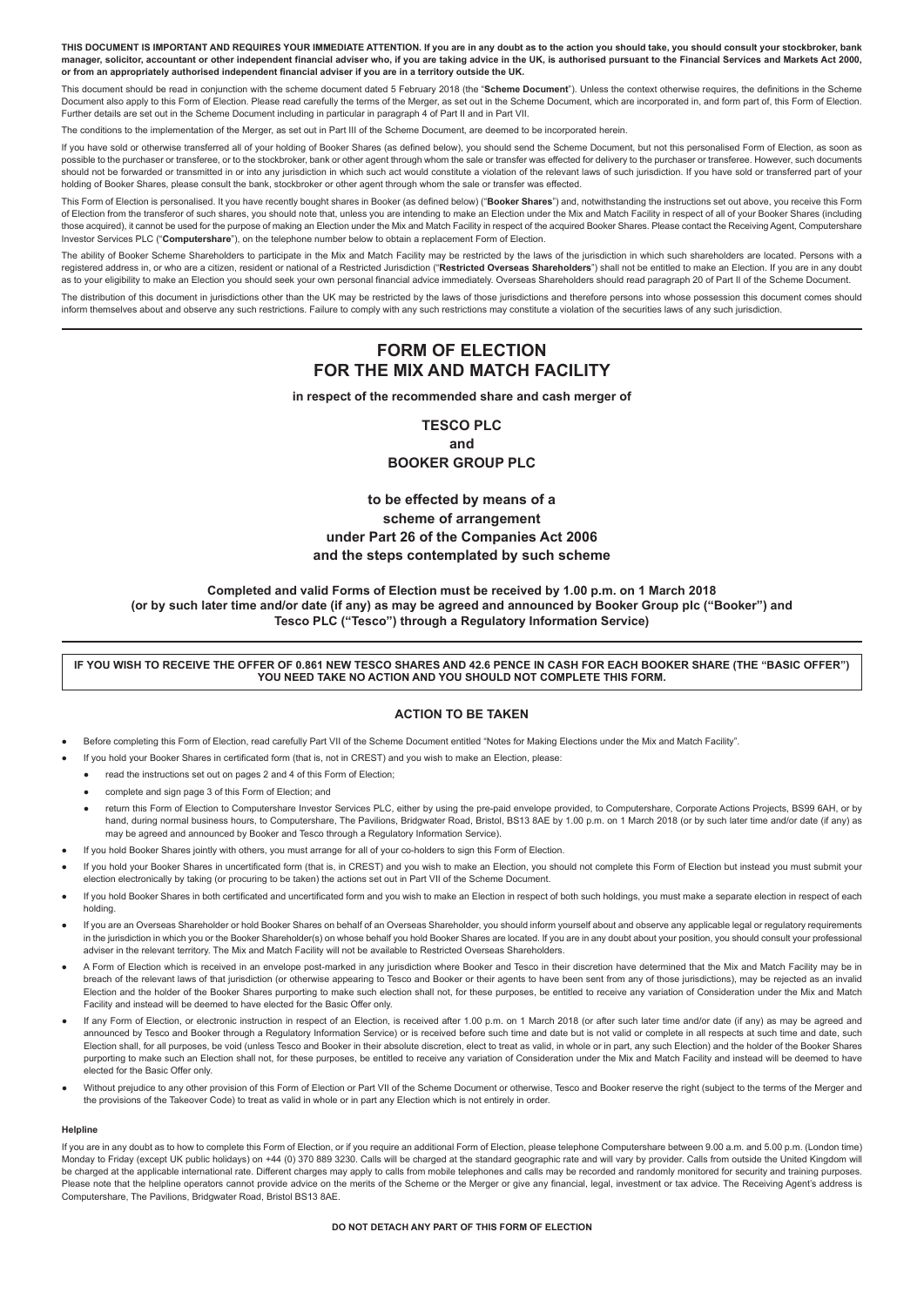**THIS DOCUMENT IS IMPORTANT AND REQUIRES YOUR IMMEDIATE ATTENTION. If you are in any doubt as to the action you should take, you should consult your stockbroker, bank manager, solicitor, accountant or other independent financial adviser who, if you are taking advice in the UK, is authorised pursuant to the Financial Services and Markets Act 2000, or from an appropriately authorised independent financial adviser if you are in a territory outside the UK.**

This document should be read in conjunction with the scheme document dated 5 February 2018 (the "**Scheme Document**"). Unless the context otherwise requires, the definitions in the Scheme Document also apply to this Form of Election. Please read carefully the terms of the Merger, as set out in the Scheme Document, which are incorporated in, and form part of, this Form of Election. Further details are set out in the Scheme Document including in particular in paragraph 4 of Part II and in Part VII.

The conditions to the implementation of the Merger, as set out in Part III of the Scheme Document, are deemed to be incorporated herein.

If you have sold or otherwise transferred all of your holding of Booker Shares (as defined below), you should send the Scheme Document, but not this personalised Form of Election, as soon as possible to the purchaser or transferee, or to the stockbroker, bank or other agent through whom the sale or transfer was effected for delivery to the purchaser or transferee. However, such documents should not be forwarded or transmitted in or into any jurisdiction in which such act would constitute a violation of the relevant laws of such jurisdiction. If you have sold or transferred part of your holding of Booker Shares, please consult the bank, stockbroker or other agent through whom the sale or transfer was effected.

This Form of Election is personalised. If you have recently bought shares in Booker (as defined below) ("**Booker Shares**") and, notwithstanding the instructions set out above, you receive this Form of Election from the transferor of such shares, you should note that, unless you are intending to make an Election under the Mix and Match Facility in respect of all of your Booker Shares (including those acquired), it cannot be used for the purpose of making an Election under the Mix and Match Facility in respect of the acquired Booker Shares. Please contact the Receiving Agent, Computershare Investor Services PLC ("**Computershare**"), on the telephone number below to obtain a replacement Form of Election.

The ability of Booker Scheme Shareholders to participate in the Mix and Match Facility may be restricted by the laws of the jurisdiction in which such shareholders are located. Persons with a registered address in, or who are a citizen, resident or national of a Restricted Jurisdiction ("**Restricted Overseas Shareholders**") shall not be entitled to make an Election. If you are in any doubt as to your eligibility to make an Election you should seek your own personal financial advice immediately. Overseas Shareholders should read paragraph 20 of Part II of the Scheme Document.

The distribution of this document in jurisdictions other than the UK may be restricted by the laws of those jurisdictions and therefore persons into whose possession this document comes should inform themselves about and observe any such restrictions. Failure to comply with any such restrictions may constitute a violation of the securities laws of any such jurisdiction.

# FORM OF ELECTION
# FOR THE MIX AND MATCH FACILITY

**in respect of the recommended share and cash merger of**

**TESCO PLC**
**and**
**BOOKER GROUP PLC**

**to be effected by means of a**
**scheme of arrangement**
**under Part 26 of the Companies Act 2006**
**and the steps contemplated by such scheme**

**Completed and valid Forms of Election must be received by 1.00 p.m. on 1 March 2018 (or by such later time and/or date (if any) as may be agreed and announced by Booker Group plc ("Booker") and Tesco PLC ("Tesco") through a Regulatory Information Service)**

**IF YOU WISH TO RECEIVE THE OFFER OF 0.861 NEW TESCO SHARES AND 42.6 PENCE IN CASH FOR EACH BOOKER SHARE (THE "BASIC OFFER") YOU NEED TAKE NO ACTION AND YOU SHOULD NOT COMPLETE THIS FORM.**

## ACTION TO BE TAKEN

- Before completing this Form of Election, read carefully Part VII of the Scheme Document entitled "Notes for Making Elections under the Mix and Match Facility".
- If you hold your Booker Shares in certificated form (that is, not in CREST) and you wish to make an Election, please:
  - read the instructions set out on pages 2 and 4 of this Form of Election;
  - complete and sign page 3 of this Form of Election; and
  - return this Form of Election to Computershare Investor Services PLC, either by using the pre-paid envelope provided, to Computershare, Corporate Actions Projects, BS99 6AH, or by hand, during normal business hours, to Computershare, The Pavilions, Bridgwater Road, Bristol, BS13 8AE by 1.00 p.m. on 1 March 2018 (or by such later time and/or date (if any) as may be agreed and announced by Booker and Tesco through a Regulatory Information Service).
- If you hold Booker Shares jointly with others, you must arrange for all of your co-holders to sign this Form of Election.
- If you hold your Booker Shares in uncertificated form (that is, in CREST) and you wish to make an Election, you should not complete this Form of Election but instead you must submit your election electronically by taking (or procuring to be taken) the actions set out in Part VII of the Scheme Document.
- If you hold Booker Shares in both certificated and uncertificated form and you wish to make an Election in respect of both such holdings, you must make a separate election in respect of each holding.
- If you are an Overseas Shareholder or hold Booker Shares on behalf of an Overseas Shareholder, you should inform yourself about and observe any applicable legal or regulatory requirements in the jurisdiction in which you or the Booker Shareholder(s) on whose behalf you hold Booker Shares are located. If you are in any doubt about your position, you should consult your professional adviser in the relevant territory. The Mix and Match Facility will not be available to Restricted Overseas Shareholders.
- A Form of Election which is received in an envelope post-marked in any jurisdiction where Booker and Tesco in their discretion have determined that the Mix and Match Facility may be in breach of the relevant laws of that jurisdiction (or otherwise appearing to Tesco and Booker or their agents to have been sent from any of those jurisdictions), may be rejected as an invalid Election and the holder of the Booker Shares purporting to make such election shall not, for these purposes, be entitled to receive any variation of Consideration under the Mix and Match Facility and instead will be deemed to have elected for the Basic Offer only.
- If any Form of Election, or electronic instruction in respect of an Election, is received after 1.00 p.m. on 1 March 2018 (or after such later time and/or date (if any) as may be agreed and announced by Tesco and Booker through a Regulatory Information Service) or is received before such time and date but is not valid or complete in all respects at such time and date, such Election shall, for all purposes, be void (unless Tesco and Booker in their absolute discretion, elect to treat as valid, in whole or in part, any such Election) and the holder of the Booker Shares purporting to make such an Election shall not, for these purposes, be entitled to receive any variation of Consideration under the Mix and Match Facility and instead will be deemed to have elected for the Basic Offer only.
- Without prejudice to any other provision of this Form of Election or Part VII of the Scheme Document or otherwise, Tesco and Booker reserve the right (subject to the terms of the Merger and the provisions of the Takeover Code) to treat as valid in whole or in part any Election which is not entirely in order.

#### Helpline

If you are in any doubt as to how to complete this Form of Election, or if you require an additional Form of Election, please telephone Computershare between 9.00 a.m. and 5.00 p.m. (London time) Monday to Friday (except UK public holidays) on +44 (0) 370 889 3230. Calls will be charged at the standard geographic rate and will vary by provider. Calls from outside the United Kingdom will be charged at the applicable international rate. Different charges may apply to calls from mobile telephones and calls may be recorded and randomly monitored for security and training purposes. Please note that the helpline operators cannot provide advice on the merits of the Scheme or the Merger or give any financial, legal, investment or tax advice. The Receiving Agent's address is Computershare, The Pavilions, Bridgwater Road, Bristol BS13 8AE.

**DO NOT DETACH ANY PART OF THIS FORM OF ELECTION**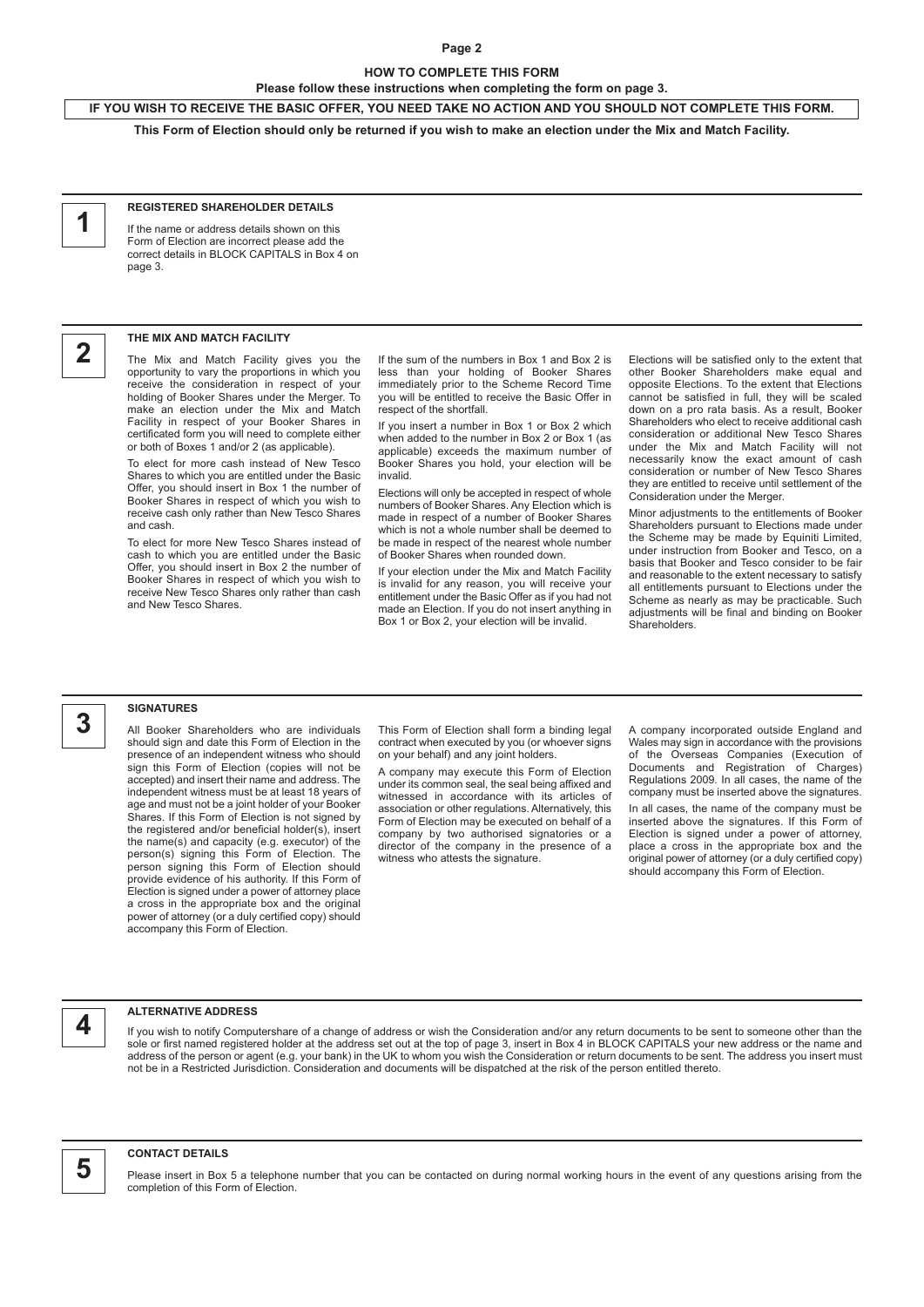## HOW TO COMPLETE THIS FORM

**Please follow these instructions when completing the form on page 3.**

**IF YOU WISH TO RECEIVE THE BASIC OFFER, YOU NEED TAKE NO ACTION AND YOU SHOULD NOT COMPLETE THIS FORM.**

**This Form of Election should only be returned if you wish to make an election under the Mix and Match Facility.**

### 1 REGISTERED SHAREHOLDER DETAILS

If the name or address details shown on this Form of Election are incorrect please add the correct details in BLOCK CAPITALS in Box 4 on page 3.

### 2 THE MIX AND MATCH FACILITY

The Mix and Match Facility gives you the opportunity to vary the proportions in which you receive the consideration in respect of your holding of Booker Shares under the Merger. To make an election under the Mix and Match Facility in respect of your Booker Shares in certificated form you will need to complete either or both of Boxes 1 and/or 2 (as applicable).

To elect for more cash instead of New Tesco Shares to which you are entitled under the Basic Offer, you should insert in Box 1 the number of Booker Shares in respect of which you wish to receive cash only rather than New Tesco Shares and cash.

To elect for more New Tesco Shares instead of cash to which you are entitled under the Basic Offer, you should insert in Box 2 the number of Booker Shares in respect of which you wish to receive New Tesco Shares only rather than cash and New Tesco Shares.

If the sum of the numbers in Box 1 and Box 2 is less than your holding of Booker Shares immediately prior to the Scheme Record Time you will be entitled to receive the Basic Offer in respect of the shortfall.

If you insert a number in Box 1 or Box 2 which when added to the number in Box 2 or Box 1 (as applicable) exceeds the maximum number of Booker Shares you hold, your election will be invalid.

Elections will only be accepted in respect of whole numbers of Booker Shares. Any Election which is made in respect of a number of Booker Shares which is not a whole number shall be deemed to be made in respect of the nearest whole number of Booker Shares when rounded down.

If your election under the Mix and Match Facility is invalid for any reason, you will receive your entitlement under the Basic Offer as if you had not made an Election. If you do not insert anything in Box 1 or Box 2, your election will be invalid.

Elections will be satisfied only to the extent that other Booker Shareholders make equal and opposite Elections. To the extent that Elections cannot be satisfied in full, they will be scaled down on a pro rata basis. As a result, Booker Shareholders who elect to receive additional cash consideration or additional New Tesco Shares under the Mix and Match Facility will not necessarily know the exact amount of cash consideration or number of New Tesco Shares they are entitled to receive until settlement of the Consideration under the Merger.

Minor adjustments to the entitlements of Booker Shareholders pursuant to Elections made under the Scheme may be made by Equiniti Limited, under instruction from Booker and Tesco, on a basis that Booker and Tesco consider to be fair and reasonable to the extent necessary to satisfy all entitlements pursuant to Elections under the Scheme as nearly as may be practicable. Such adjustments will be final and binding on Booker Shareholders.

### 3 SIGNATURES

All Booker Shareholders who are individuals should sign and date this Form of Election in the presence of an independent witness who should sign this Form of Election (copies will not be accepted) and insert their name and address. The independent witness must be at least 18 years of age and must not be a joint holder of your Booker Shares. If this Form of Election is not signed by the registered and/or beneficial holder(s), insert the name(s) and capacity (e.g. executor) of the person(s) signing this Form of Election. The person signing this Form of Election should provide evidence of his authority. If this Form of Election is signed under a power of attorney place a cross in the appropriate box and the original power of attorney (or a duly certified copy) should accompany this Form of Election.

This Form of Election shall form a binding legal contract when executed by you (or whoever signs on your behalf) and any joint holders.

A company may execute this Form of Election under its common seal, the seal being affixed and witnessed in accordance with its articles of association or other regulations. Alternatively, this Form of Election may be executed on behalf of a company by two authorised signatories or a director of the company in the presence of a witness who attests the signature.

A company incorporated outside England and Wales may sign in accordance with the provisions of the Overseas Companies (Execution of Documents and Registration of Charges) Regulations 2009. In all cases, the name of the company must be inserted above the signatures.

In all cases, the name of the company must be inserted above the signatures. If this Form of Election is signed under a power of attorney, place a cross in the appropriate box and the original power of attorney (or a duly certified copy) should accompany this Form of Election.

### 4 ALTERNATIVE ADDRESS

If you wish to notify Computershare of a change of address or wish the Consideration and/or any return documents to be sent to someone other than the sole or first named registered holder at the address set out at the top of page 3, insert in Box 4 in BLOCK CAPITALS your new address or the name and address of the person or agent (e.g. your bank) in the UK to whom you wish the Consideration or return documents to be sent. The address you insert must not be in a Restricted Jurisdiction. Consideration and documents will be dispatched at the risk of the person entitled thereto.

### 5 CONTACT DETAILS

Please insert in Box 5 a telephone number that you can be contacted on during normal working hours in the event of any questions arising from the completion of this Form of Election.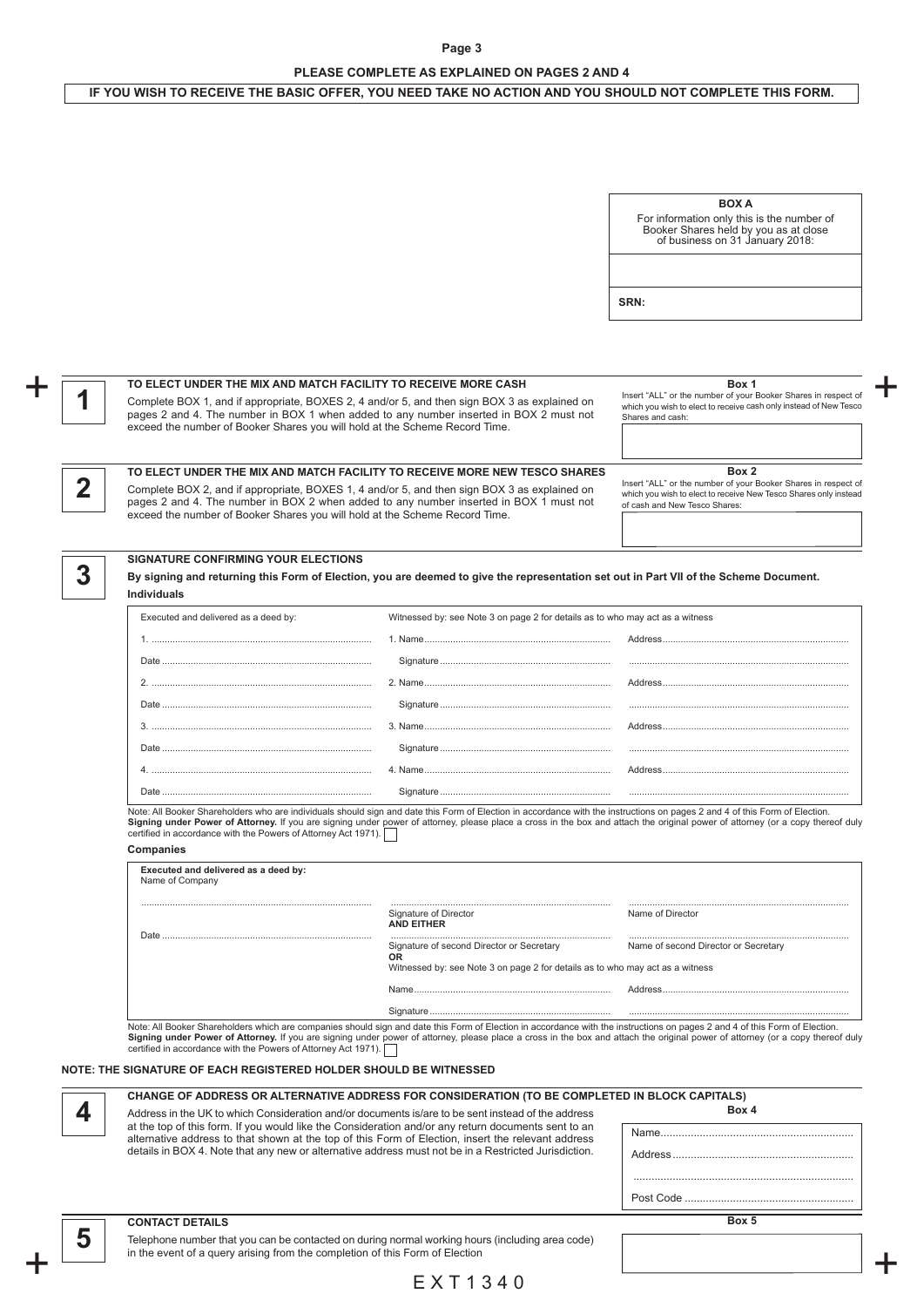**PLEASE COMPLETE AS EXPLAINED ON PAGES 2 AND 4**

**IF YOU WISH TO RECEIVE THE BASIC OFFER, YOU NEED TAKE NO ACTION AND YOU SHOULD NOT COMPLETE THIS FORM.**

| **BOX A** |
| --- |
| For information only this is the number of Booker Shares held by you as at close of business on 31 January 2018: |
| |
| SRN: |

## 1 TO ELECT UNDER THE MIX AND MATCH FACILITY TO RECEIVE MORE CASH

Complete BOX 1, and if appropriate, BOXES 2, 4 and/or 5, and then sign BOX 3 as explained on pages 2 and 4. The number in BOX 1 when added to any number inserted in BOX 2 must not exceed the number of Booker Shares you will hold at the Scheme Record Time.

**Box 1**
Insert "ALL" or the number of your Booker Shares in respect of which you wish to elect to receive cash only instead of New Tesco Shares and cash:

## 2 TO ELECT UNDER THE MIX AND MATCH FACILITY TO RECEIVE MORE NEW TESCO SHARES

Complete BOX 2, and if appropriate, BOXES 1, 4 and/or 5, and then sign BOX 3 as explained on pages 2 and 4. The number in BOX 2 when added to any number inserted in BOX 1 must not exceed the number of Booker Shares you will hold at the Scheme Record Time.

**Box 2**
Insert "ALL" or the number of your Booker Shares in respect of which you wish to elect to receive New Tesco Shares only instead of cash and New Tesco Shares:

## 3 SIGNATURE CONFIRMING YOUR ELECTIONS

**By signing and returning this Form of Election, you are deemed to give the representation set out in Part VII of the Scheme Document.**

**Individuals**

| Executed and delivered as a deed by: | Witnessed by: see Note 3 on page 2 for details as to who may act as a witness | |
| --- | --- | --- |
| 1. ........................ | 1. Name........................ | Address........................ |
| Date ........................ | Signature ........................ | ........................ |
| 2. ........................ | 2. Name........................ | Address........................ |
| Date ........................ | Signature ........................ | ........................ |
| 3. ........................ | 3. Name........................ | Address........................ |
| Date ........................ | Signature ........................ | ........................ |
| 4. ........................ | 4. Name........................ | Address........................ |
| Date ........................ | Signature ........................ | ........................ |

Note: All Booker Shareholders who are individuals should sign and date this Form of Election in accordance with the instructions on pages 2 and 4 of this Form of Election.
**Signing under Power of Attorney.** If you are signing under power of attorney, please place a cross in the box and attach the original power of attorney (or a copy thereof duly certified in accordance with the Powers of Attorney Act 1971). ☐

**Companies**

| **Executed and delivered as a deed by:** Name of Company | | |
| --- | --- | --- |
| ........................ | ........................ Signature of Director **AND EITHER** | ........................ Name of Director |
| Date ........................ | ........................ Signature of second Director or Secretary | ........................ Name of second Director or Secretary |
| | **OR** Witnessed by: see Note 3 on page 2 for details as to who may act as a witness | |
| | Name........................ | Address........................ |
| | Signature ........................ | ........................ |

Note: All Booker Shareholders which are companies should sign and date this Form of Election in accordance with the instructions on pages 2 and 4 of this Form of Election.
**Signing under Power of Attorney.** If you are signing under power of attorney, please place a cross in the box and attach the original power of attorney (or a copy thereof duly certified in accordance with the Powers of Attorney Act 1971). ☐

**NOTE: THE SIGNATURE OF EACH REGISTERED HOLDER SHOULD BE WITNESSED**

## 4 CHANGE OF ADDRESS OR ALTERNATIVE ADDRESS FOR CONSIDERATION (TO BE COMPLETED IN BLOCK CAPITALS)

Address in the UK to which Consideration and/or documents is/are to be sent instead of the address at the top of this form. If you would like the Consideration and/or any return documents sent to an alternative address to that shown at the top of this Form of Election, insert the relevant address details in BOX 4. Note that any new or alternative address must not be in a Restricted Jurisdiction.

**Box 4**
Name........................
Address........................
........................
Post Code ........................

## 5 CONTACT DETAILS

Telephone number that you can be contacted on during normal working hours (including area code) in the event of a query arising from the completion of this Form of Election

**Box 5**

EXT1340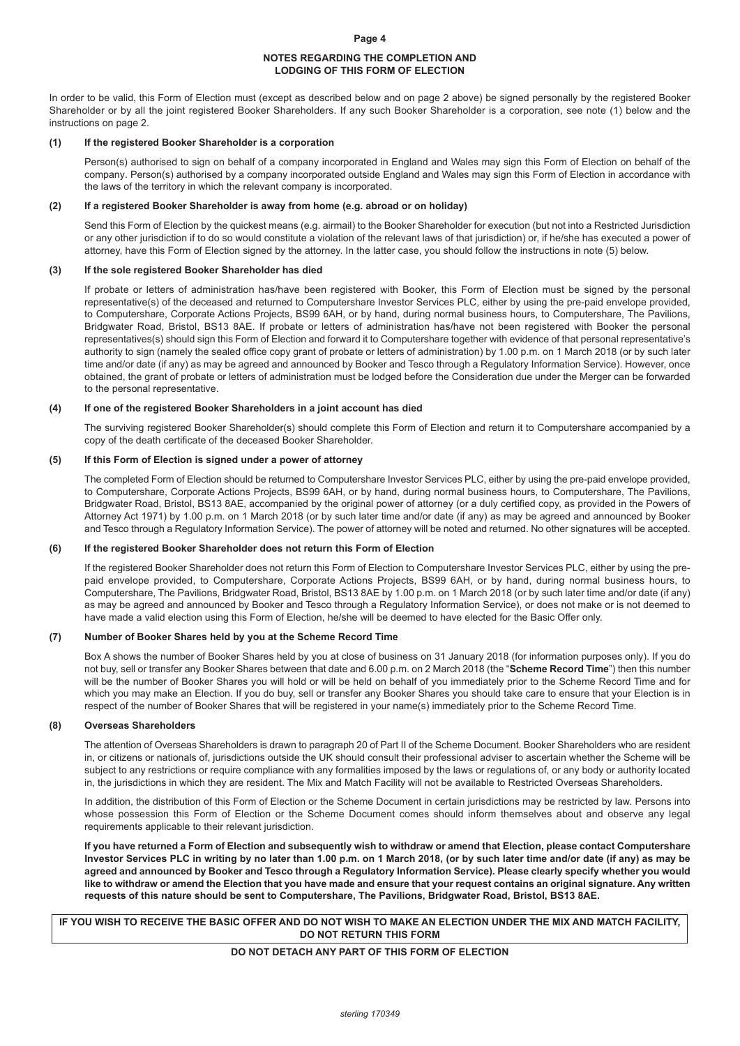## NOTES REGARDING THE COMPLETION AND LODGING OF THIS FORM OF ELECTION

In order to be valid, this Form of Election must (except as described below and on page 2 above) be signed personally by the registered Booker Shareholder or by all the joint registered Booker Shareholders. If any such Booker Shareholder is a corporation, see note (1) below and the instructions on page 2.

### (1) If the registered Booker Shareholder is a corporation

Person(s) authorised to sign on behalf of a company incorporated in England and Wales may sign this Form of Election on behalf of the company. Person(s) authorised by a company incorporated outside England and Wales may sign this Form of Election in accordance with the laws of the territory in which the relevant company is incorporated.

### (2) If a registered Booker Shareholder is away from home (e.g. abroad or on holiday)

Send this Form of Election by the quickest means (e.g. airmail) to the Booker Shareholder for execution (but not into a Restricted Jurisdiction or any other jurisdiction if to do so would constitute a violation of the relevant laws of that jurisdiction) or, if he/she has executed a power of attorney, have this Form of Election signed by the attorney. In the latter case, you should follow the instructions in note (5) below.

### (3) If the sole registered Booker Shareholder has died

If probate or letters of administration has/have been registered with Booker, this Form of Election must be signed by the personal representative(s) of the deceased and returned to Computershare Investor Services PLC, either by using the pre-paid envelope provided, to Computershare, Corporate Actions Projects, BS99 6AH, or by hand, during normal business hours, to Computershare, The Pavilions, Bridgwater Road, Bristol, BS13 8AE. If probate or letters of administration has/have not been registered with Booker the personal representatives(s) should sign this Form of Election and forward it to Computershare together with evidence of that personal representative's authority to sign (namely the sealed office copy grant of probate or letters of administration) by 1.00 p.m. on 1 March 2018 (or by such later time and/or date (if any) as may be agreed and announced by Booker and Tesco through a Regulatory Information Service). However, once obtained, the grant of probate or letters of administration must be lodged before the Consideration due under the Merger can be forwarded to the personal representative.

### (4) If one of the registered Booker Shareholders in a joint account has died

The surviving registered Booker Shareholder(s) should complete this Form of Election and return it to Computershare accompanied by a copy of the death certificate of the deceased Booker Shareholder.

### (5) If this Form of Election is signed under a power of attorney

The completed Form of Election should be returned to Computershare Investor Services PLC, either by using the pre-paid envelope provided, to Computershare, Corporate Actions Projects, BS99 6AH, or by hand, during normal business hours, to Computershare, The Pavilions, Bridgwater Road, Bristol, BS13 8AE, accompanied by the original power of attorney (or a duly certified copy, as provided in the Powers of Attorney Act 1971) by 1.00 p.m. on 1 March 2018 (or by such later time and/or date (if any) as may be agreed and announced by Booker and Tesco through a Regulatory Information Service). The power of attorney will be noted and returned. No other signatures will be accepted.

### (6) If the registered Booker Shareholder does not return this Form of Election

If the registered Booker Shareholder does not return this Form of Election to Computershare Investor Services PLC, either by using the pre-paid envelope provided, to Computershare, Corporate Actions Projects, BS99 6AH, or by hand, during normal business hours, to Computershare, The Pavilions, Bridgwater Road, Bristol, BS13 8AE by 1.00 p.m. on 1 March 2018 (or by such later time and/or date (if any) as may be agreed and announced by Booker and Tesco through a Regulatory Information Service), or does not make or is not deemed to have made a valid election using this Form of Election, he/she will be deemed to have elected for the Basic Offer only.

### (7) Number of Booker Shares held by you at the Scheme Record Time

Box A shows the number of Booker Shares held by you at close of business on 31 January 2018 (for information purposes only). If you do not buy, sell or transfer any Booker Shares between that date and 6.00 p.m. on 2 March 2018 (the "**Scheme Record Time**") then this number will be the number of Booker Shares you will hold or will be held on behalf of you immediately prior to the Scheme Record Time and for which you may make an Election. If you do buy, sell or transfer any Booker Shares you should take care to ensure that your Election is in respect of the number of Booker Shares that will be registered in your name(s) immediately prior to the Scheme Record Time.

### (8) Overseas Shareholders

The attention of Overseas Shareholders is drawn to paragraph 20 of Part II of the Scheme Document. Booker Shareholders who are resident in, or citizens or nationals of, jurisdictions outside the UK should consult their professional adviser to ascertain whether the Scheme will be subject to any restrictions or require compliance with any formalities imposed by the laws or regulations of, or any body or authority located in, the jurisdictions in which they are resident. The Mix and Match Facility will not be available to Restricted Overseas Shareholders.

In addition, the distribution of this Form of Election or the Scheme Document in certain jurisdictions may be restricted by law. Persons into whose possession this Form of Election or the Scheme Document comes should inform themselves about and observe any legal requirements applicable to their relevant jurisdiction.

**If you have returned a Form of Election and subsequently wish to withdraw or amend that Election, please contact Computershare Investor Services PLC in writing by no later than 1.00 p.m. on 1 March 2018, (or by such later time and/or date (if any) as may be agreed and announced by Booker and Tesco through a Regulatory Information Service). Please clearly specify whether you would like to withdraw or amend the Election that you have made and ensure that your request contains an original signature. Any written requests of this nature should be sent to Computershare, The Pavilions, Bridgwater Road, Bristol, BS13 8AE.**

**IF YOU WISH TO RECEIVE THE BASIC OFFER AND DO NOT WISH TO MAKE AN ELECTION UNDER THE MIX AND MATCH FACILITY, DO NOT RETURN THIS FORM**

**DO NOT DETACH ANY PART OF THIS FORM OF ELECTION**

*sterling 170349*